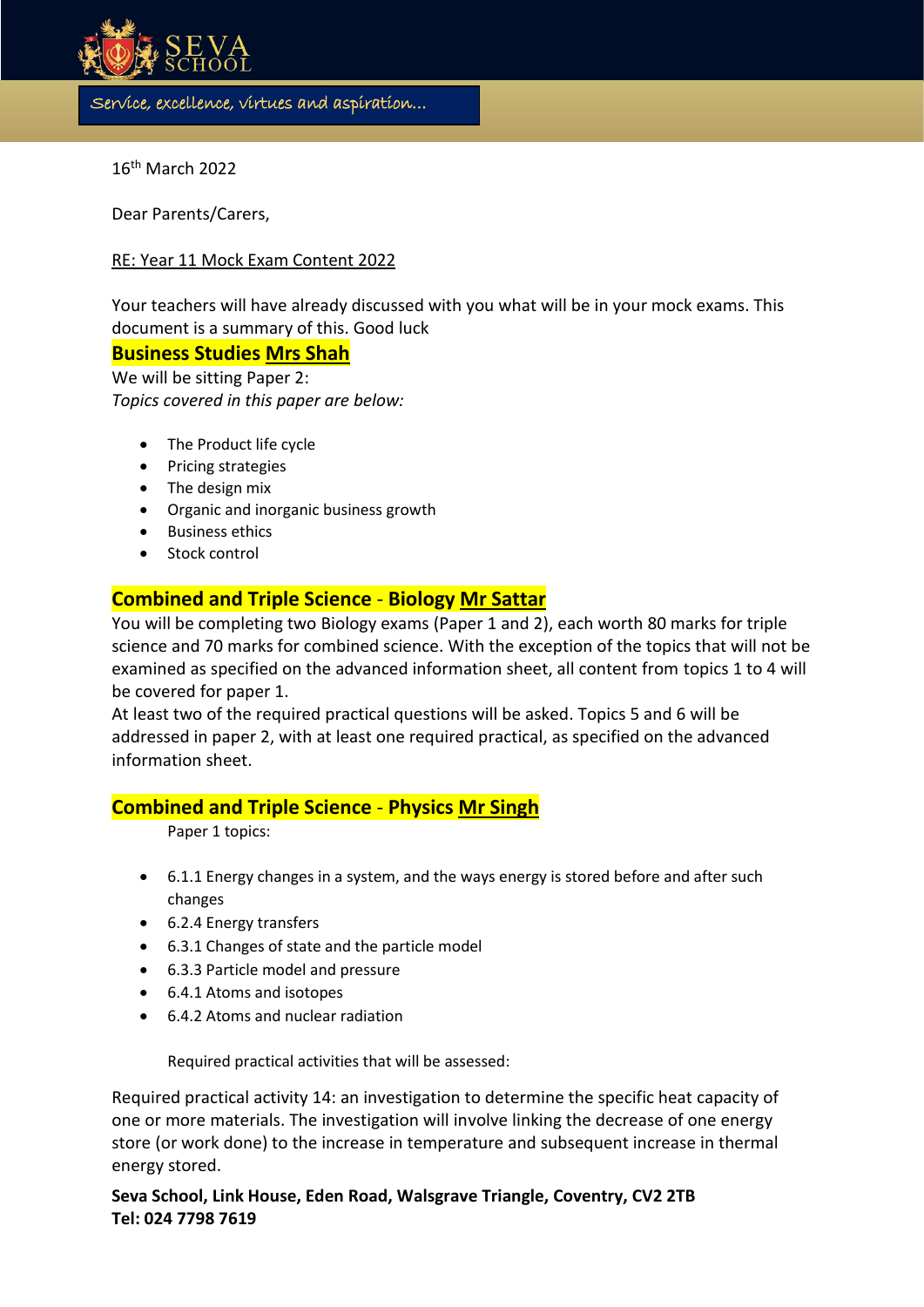Service, excellence, virtues and aspiration...

16th March 2022

Dear Parents/Carers,

RE: Year 11 Mock Exam Content 2022

Your teachers will have already discussed with you what will be in your mock exams. This document is a summary of this. Good luck

**Business Studies Mrs Shah**

We will be sitting Paper 2:

*Topics covered in this paper are below:*

- The Product life cycle
- Pricing strategies
- The design mix
- Organic and inorganic business growth
- Business ethics
- Stock control

**Combined and Triple Science - Biology Mr Sattar**

You will be completing two Biology exams (Paper 1 and 2), each worth 80 marks for triple science and 70 marks for combined science. With the exception of the topics that will not be examined as specified on the advanced information sheet, all content from topics 1 to 4 will be covered for paper 1.

At least two of the required practical questions will be asked. Topics 5 and 6 will be addressed in paper 2, with at least one required practical, as specified on the advanced information sheet.

**Combined and Triple Science - Physics Mr Singh**

Paper 1 topics:

- 6.1.1 Energy changes in a system, and the ways energy is stored before and after such changes
- 6.2.4 Energy transfers
- 6.3.1 Changes of state and the particle model
- 6.3.3 Particle model and pressure
- 6.4.1 Atoms and isotopes
- 6.4.2 Atoms and nuclear radiation

Required practical activities that will be assessed:

Required practical activity 14: an investigation to determine the specific heat capacity of one or more materials. The investigation will involve linking the decrease of one energy store (or work done) to the increase in temperature and subsequent increase in thermal energy stored.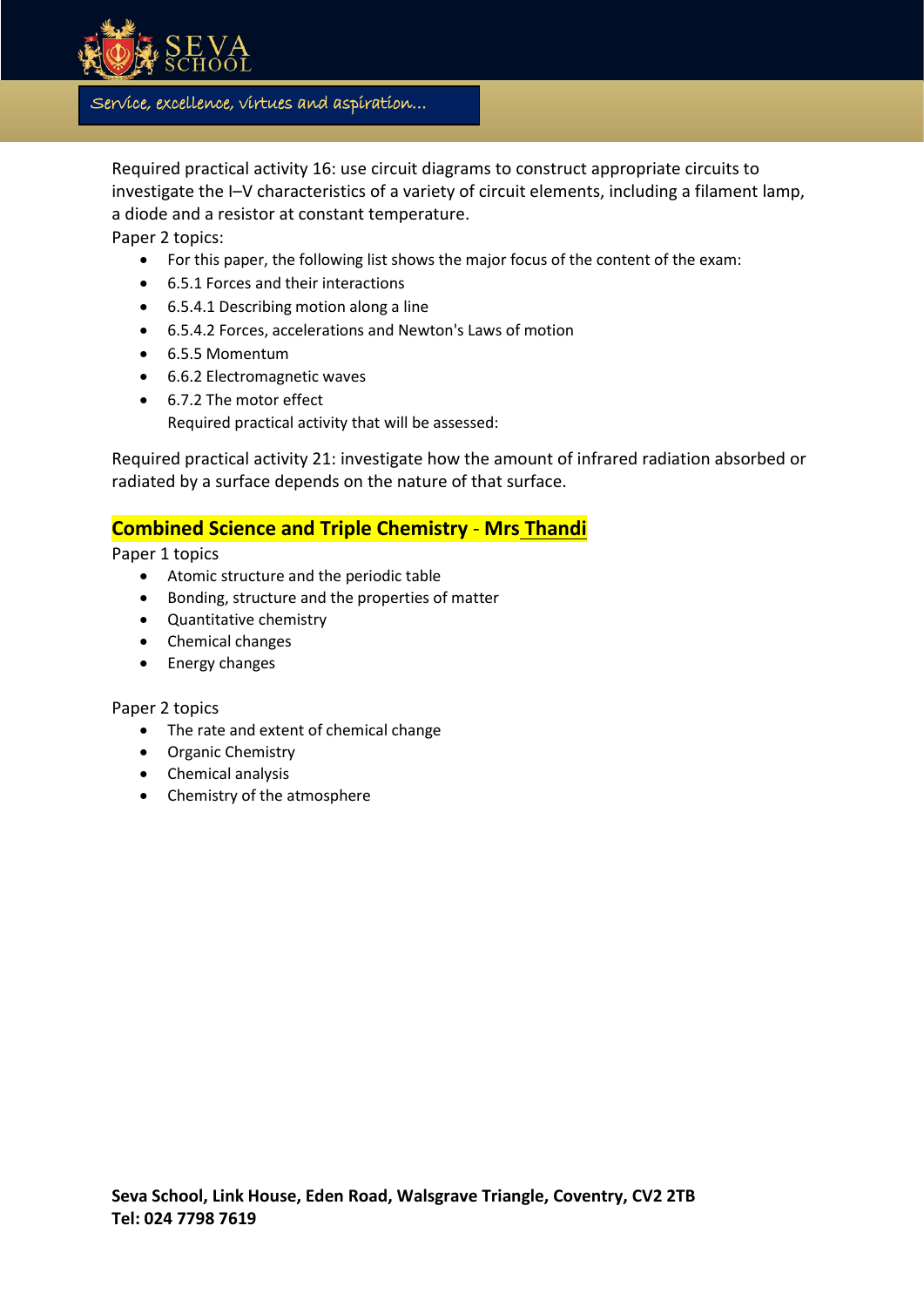Required practical activity 16: use circuit diagrams to construct appropriate circuits to investigate the I–V characteristics of a variety of circuit elements, including a filament lamp, a diode and a resistor at constant temperature.

Paper 2 topics:

- For this paper, the following list shows the major focus of the content of the exam:
- 6.5.1 Forces and their interactions
- 6.5.4.1 Describing motion along a line
- 6.5.4.2 Forces, accelerations and Newton's Laws of motion
- 6.5.5 Momentum
- 6.6.2 Electromagnetic waves
- 6.7.2 The motor effect

  Required practical activity that will be assessed:

Required practical activity 21: investigate how the amount of infrared radiation absorbed or radiated by a surface depends on the nature of that surface.

## Combined Science and Triple Chemistry - Mrs Thandi

Paper 1 topics

- Atomic structure and the periodic table
- Bonding, structure and the properties of matter
- Quantitative chemistry
- Chemical changes
- Energy changes

Paper 2 topics

- The rate and extent of chemical change
- Organic Chemistry
- Chemical analysis
- Chemistry of the atmosphere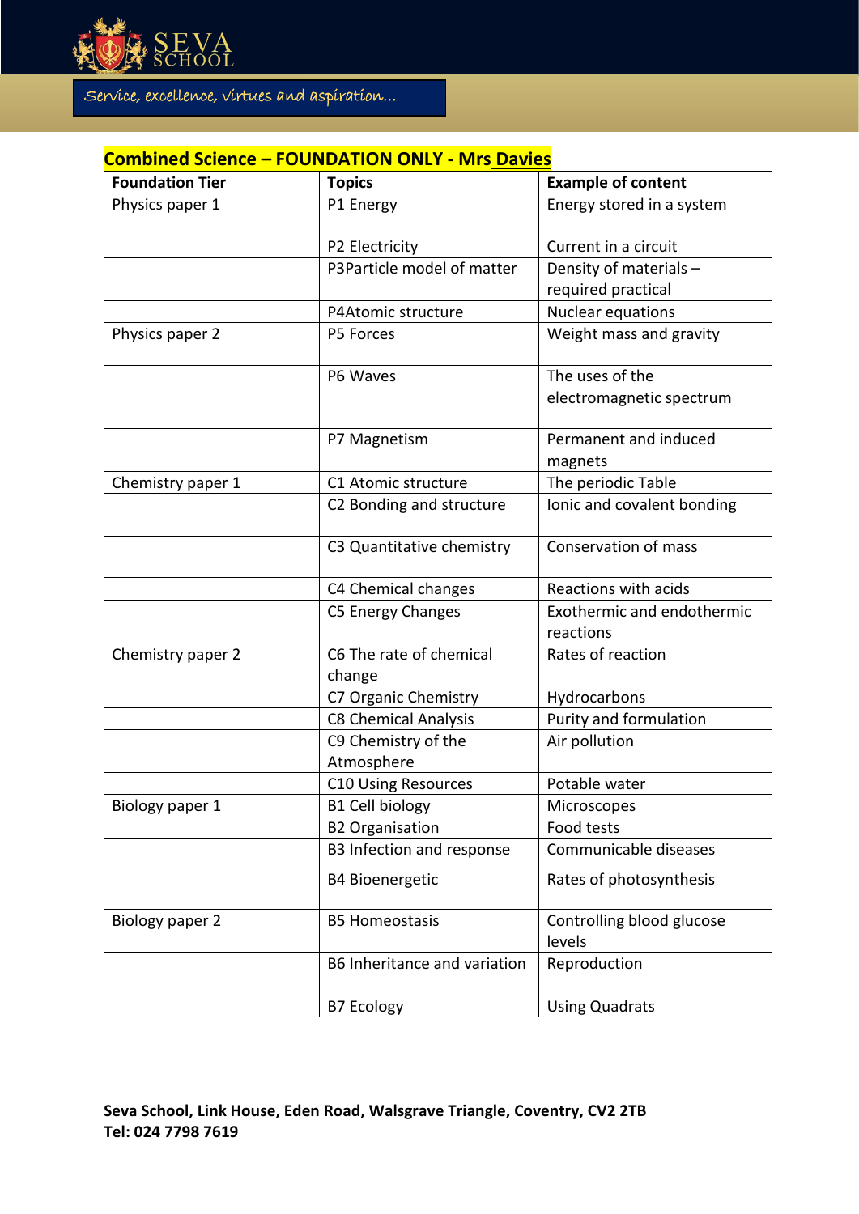## Combined Science – FOUNDATION ONLY - Mrs Davies

| Foundation Tier | Topics | Example of content |
| --- | --- | --- |
| Physics paper 1 | P1 Energy | Energy stored in a system |
| | P2 Electricity | Current in a circuit |
| | P3Particle model of matter | Density of materials – required practical |
| | P4Atomic structure | Nuclear equations |
| Physics paper 2 | P5 Forces | Weight mass and gravity |
| | P6 Waves | The uses of the electromagnetic spectrum |
| | P7 Magnetism | Permanent and induced magnets |
| Chemistry paper 1 | C1 Atomic structure | The periodic Table |
| | C2 Bonding and structure | Ionic and covalent bonding |
| | C3 Quantitative chemistry | Conservation of mass |
| | C4 Chemical changes | Reactions with acids |
| | C5 Energy Changes | Exothermic and endothermic reactions |
| Chemistry paper 2 | C6 The rate of chemical change | Rates of reaction |
| | C7 Organic Chemistry | Hydrocarbons |
| | C8 Chemical Analysis | Purity and formulation |
| | C9 Chemistry of the Atmosphere | Air pollution |
| | C10 Using Resources | Potable water |
| Biology paper 1 | B1 Cell biology | Microscopes |
| | B2 Organisation | Food tests |
| | B3 Infection and response | Communicable diseases |
| | B4 Bioenergetic | Rates of photosynthesis |
| Biology paper 2 | B5 Homeostasis | Controlling blood glucose levels |
| | B6 Inheritance and variation | Reproduction |
| | B7 Ecology | Using Quadrats |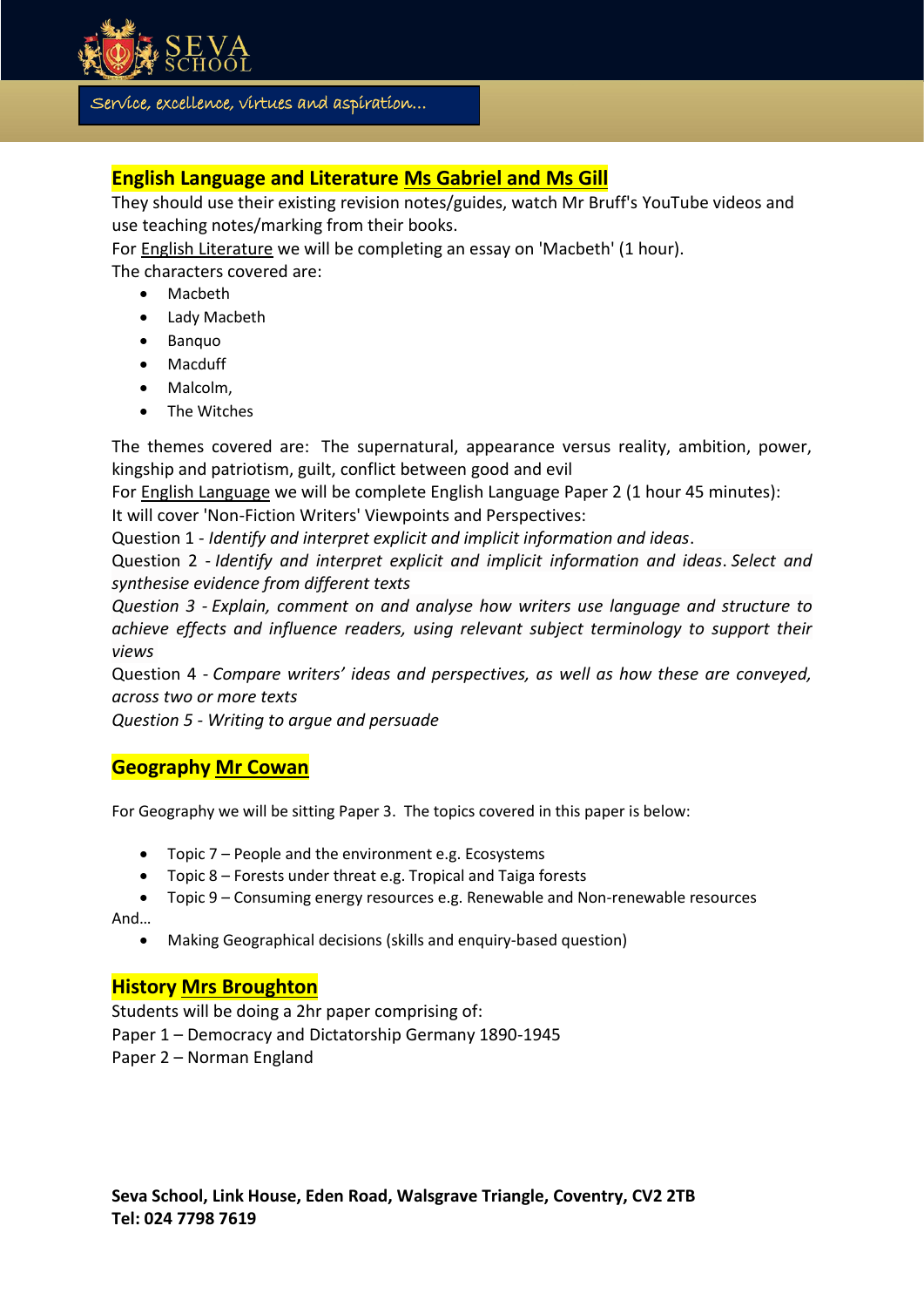## English Language and Literature Ms Gabriel and Ms Gill

They should use their existing revision notes/guides, watch Mr Bruff's YouTube videos and use teaching notes/marking from their books.

For English Literature we will be completing an essay on 'Macbeth' (1 hour).

The characters covered are:

- Macbeth
- Lady Macbeth
- Banquo
- Macduff
- Malcolm,
- The Witches

The themes covered are: The supernatural, appearance versus reality, ambition, power, kingship and patriotism, guilt, conflict between good and evil

For English Language we will be complete English Language Paper 2 (1 hour 45 minutes):

It will cover 'Non-Fiction Writers' Viewpoints and Perspectives:

Question 1 - *Identify and interpret explicit and implicit information and ideas*.

Question 2 - *Identify and interpret explicit and implicit information and ideas*. *Select and synthesise evidence from different texts*

*Question 3 - Explain, comment on and analyse how writers use language and structure to achieve effects and influence readers, using relevant subject terminology to support their views*

Question 4 - *Compare writers' ideas and perspectives, as well as how these are conveyed, across two or more texts*

*Question 5 - Writing to argue and persuade*

## Geography Mr Cowan

For Geography we will be sitting Paper 3. The topics covered in this paper is below:

- Topic 7 – People and the environment e.g. Ecosystems
- Topic 8 – Forests under threat e.g. Tropical and Taiga forests
- Topic 9 – Consuming energy resources e.g. Renewable and Non-renewable resources

And…

- Making Geographical decisions (skills and enquiry-based question)

## History Mrs Broughton

Students will be doing a 2hr paper comprising of:

Paper 1 – Democracy and Dictatorship Germany 1890-1945

Paper 2 – Norman England

**Seva School, Link House, Eden Road, Walsgrave Triangle, Coventry, CV2 2TB**
**Tel: 024 7798 7619**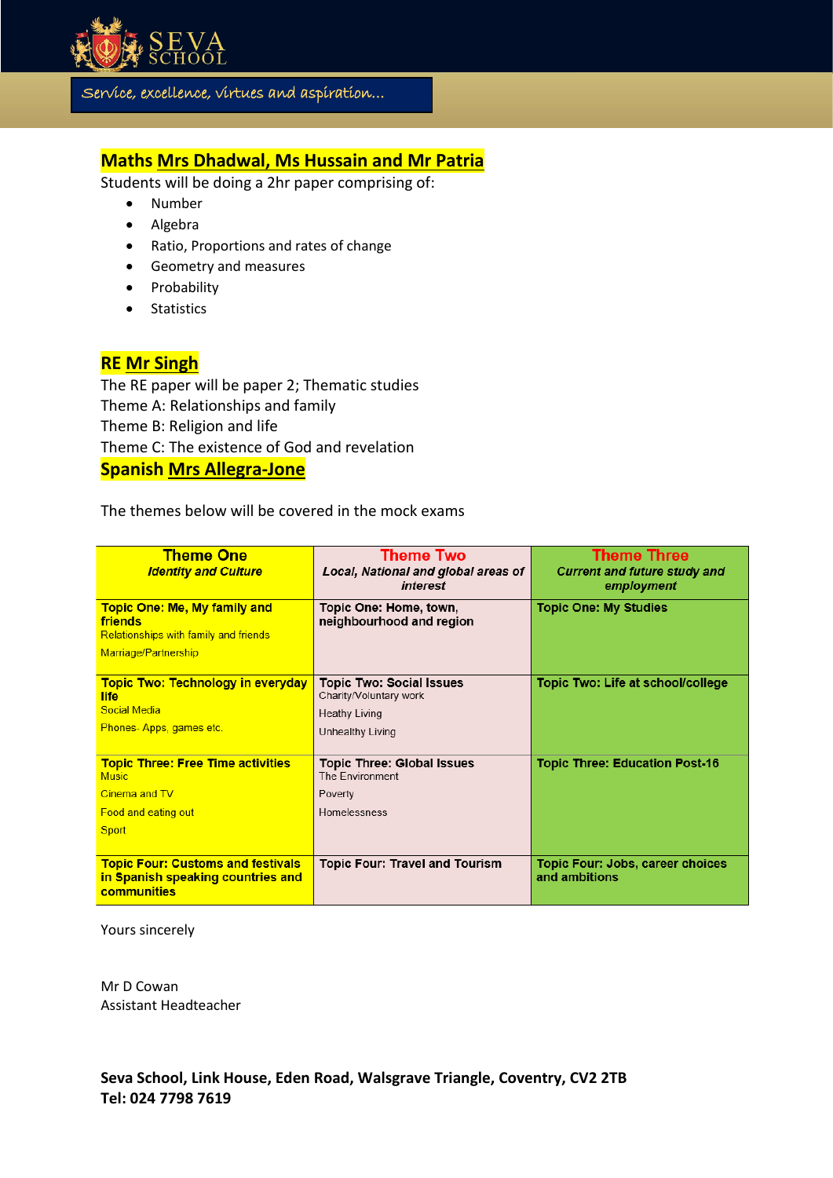## Maths Mrs Dhadwal, Ms Hussain and Mr Patria

Students will be doing a 2hr paper comprising of:

- Number
- Algebra
- Ratio, Proportions and rates of change
- Geometry and measures
- Probability
- Statistics

## RE Mr Singh

The RE paper will be paper 2; Thematic studies
Theme A: Relationships and family
Theme B: Religion and life
Theme C: The existence of God and revelation

## Spanish Mrs Allegra-Jone

The themes below will be covered in the mock exams

| **Theme One** *Identity and Culture* | **Theme Two** *Local, National and global areas of interest* | **Theme Three** *Current and future study and employment* |
|---|---|---|
| **Topic One: Me, My family and friends** Relationships with family and friends Marriage/Partnership | **Topic One: Home, town, neighbourhood and region** | **Topic One: My Studies** |
| **Topic Two: Technology in everyday life** Social Media Phones- Apps, games etc. | **Topic Two: Social Issues** Charity/Voluntary work Heathy Living Unhealthy Living | **Topic Two: Life at school/college** |
| **Topic Three: Free Time activities** Music Cinema and TV Food and eating out Sport | **Topic Three: Global Issues** The Environment Poverty Homelessness | **Topic Three: Education Post-16** |
| **Topic Four: Customs and festivals in Spanish speaking countries and communities** | **Topic Four: Travel and Tourism** | **Topic Four: Jobs, career choices and ambitions** |

Yours sincerely

Mr D Cowan
Assistant Headteacher

**Seva School, Link House, Eden Road, Walsgrave Triangle, Coventry, CV2 2TB**
**Tel: 024 7798 7619**